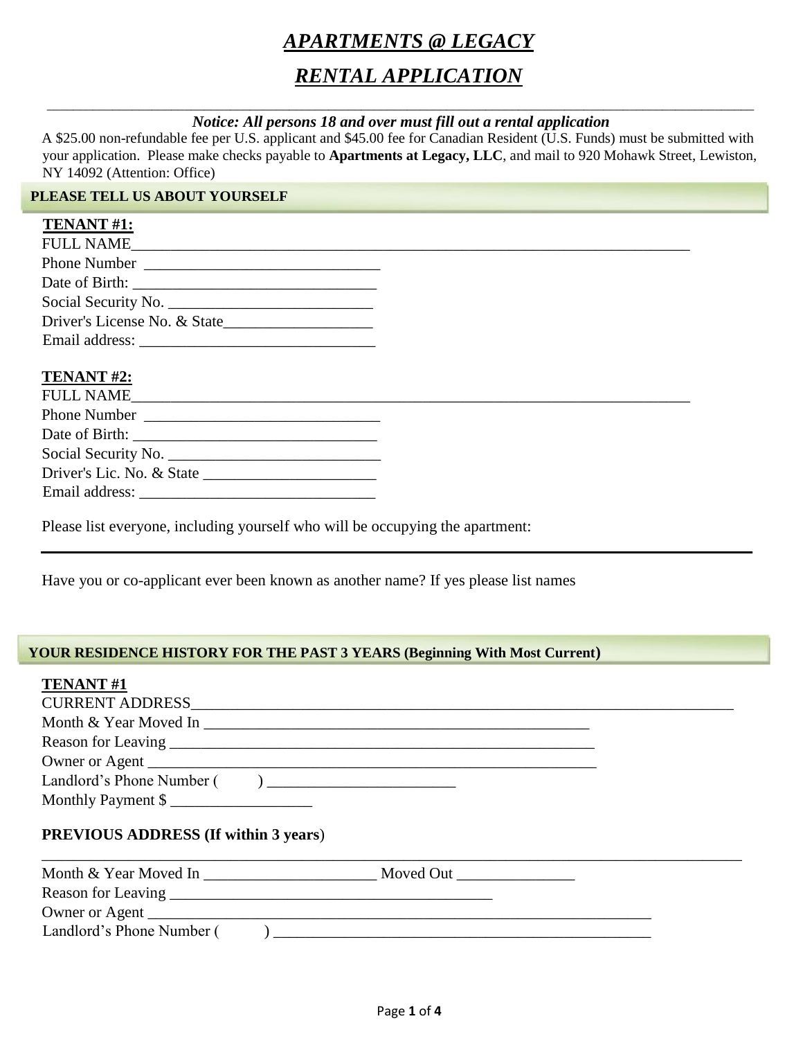# *APARTMENTS @ LEGACY*

# *RENTAL APPLICATION*

---

***Notice: All persons 18 and over must fill out a rental application***

A $25.00 non-refundable fee per U.S. applicant and $45.00 fee for Canadian Resident (U.S. Funds) must be submitted with your application. Please make checks payable to **Apartments at Legacy, LLC**, and mail to 920 Mohawk Street, Lewiston, NY 14092 (Attention: Office)

## PLEASE TELL US ABOUT YOURSELF

**TENANT #1:**

FULL NAME___________________________________________________________________________

Phone Number ______________________________

Date of Birth: ________________________________

Social Security No. __________________________

Driver's License No. & State___________________

Email address: ______________________________

**TENANT #2:**

FULL NAME___________________________________________________________________________

Phone Number ______________________________

Date of Birth: ________________________________

Social Security No. ____________________________

Driver's Lic. No. & State ______________________

Email address: ______________________________

Please list everyone, including yourself who will be occupying the apartment:

---

Have you or co-applicant ever been known as another name? If yes please list names

## YOUR RESIDENCE HISTORY FOR THE PAST 3 YEARS (Beginning With Most Current)

**TENANT #1**

CURRENT ADDRESS________________________________________________________________________

Month & Year Moved In ____________________________________________________

Reason for Leaving ________________________________________________________

Owner or Agent ___________________________________________________________

Landlord's Phone Number (        ) ________________________

Monthly Payment $ __________________

**PREVIOUS ADDRESS (If within 3 years)**

______________________________________________________________________________________________

Month & Year Moved In ______________________ Moved Out _______________

Reason for Leaving __________________________________________

Owner or Agent ___________________________________________________________________

Landlord's Phone Number (        ) __________________________________________________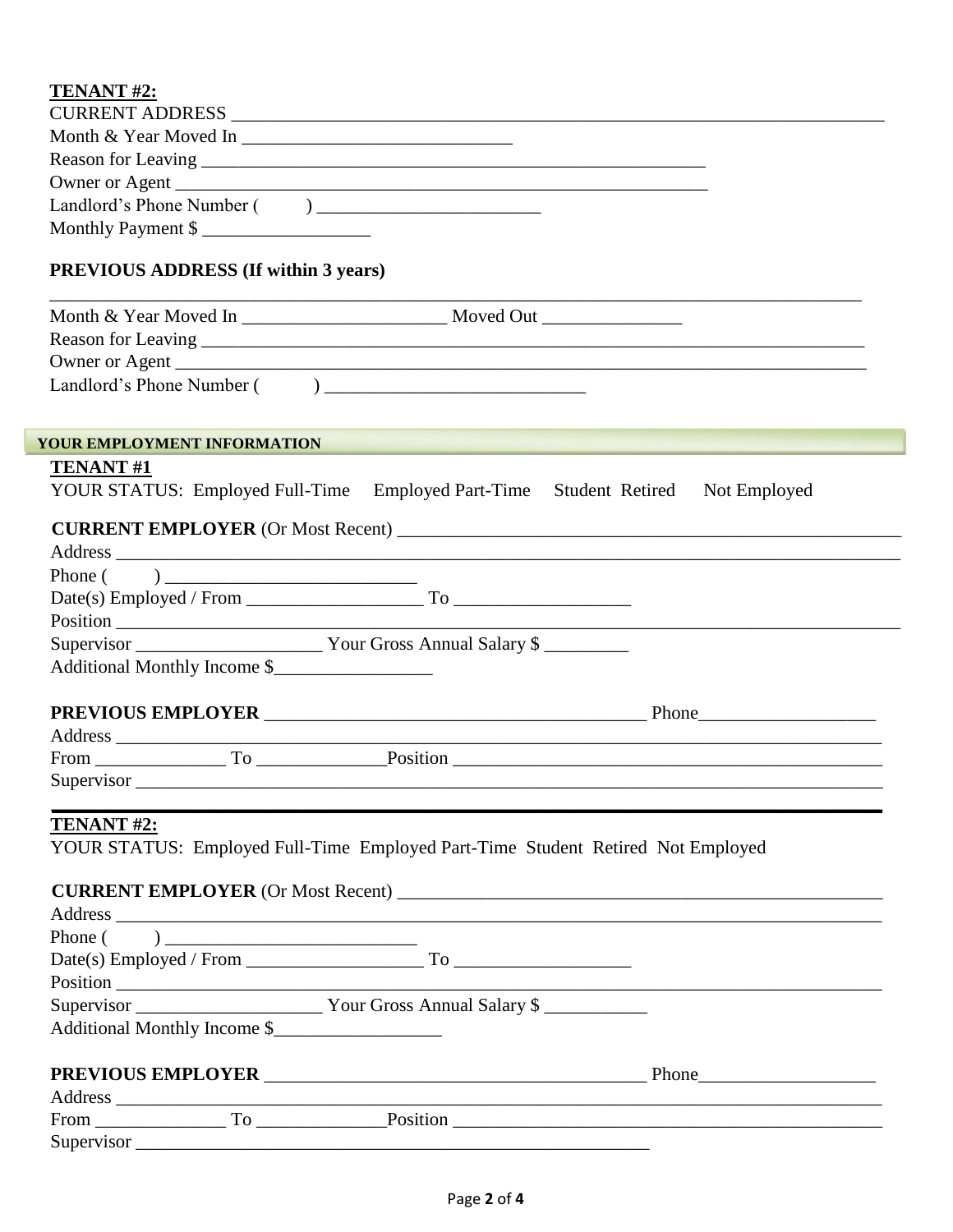**TENANT #2:**

CURRENT ADDRESS ___________________________________________________________________________

Month & Year Moved In _____________________________

Reason for Leaving _________________________________________________________

Owner or Agent ______________________________________________________________

Landlord's Phone Number (        ) ________________________

Monthly Payment $ __________________

**PREVIOUS ADDRESS (If within 3 years)**

_____________________________________________________________________________________

Month & Year Moved In ______________________ Moved Out _______________

Reason for Leaving __________________________________________________________________________

Owner or Agent ______________________________________________________________________________

Landlord's Phone Number (          ) ____________________________

**YOUR EMPLOYMENT INFORMATION**

**TENANT #1**

YOUR STATUS: Employed Full-Time    Employed Part-Time    Student  Retired    Not Employed

**CURRENT EMPLOYER** (Or Most Recent) _______________________________________________________

Address _____________________________________________________________________________________

Phone (        ) ___________________________

Date(s) Employed / From ___________________ To ___________________

Position ____________________________________________________________________________________

Supervisor ____________________ Your Gross Annual Salary $ _________

Additional Monthly Income $_________________

**PREVIOUS EMPLOYER** __________________________________________ Phone___________________

Address ___________________________________________________________________________________

From ______________ To ______________Position _____________________________________________

Supervisor _________________________________________________________________________________

**TENANT #2:**

YOUR STATUS: Employed Full-Time  Employed Part-Time  Student  Retired  Not Employed

**CURRENT EMPLOYER** (Or Most Recent) _____________________________________________________

Address ___________________________________________________________________________________

Phone (        ) ___________________________

Date(s) Employed / From ___________________ To ___________________

Position ___________________________________________________________________________________

Supervisor ____________________ Your Gross Annual Salary $ ___________

Additional Monthly Income $__________________

**PREVIOUS EMPLOYER** __________________________________________ Phone___________________

Address ___________________________________________________________________________________

From ______________ To ______________Position _____________________________________________

Supervisor _________________________________________________________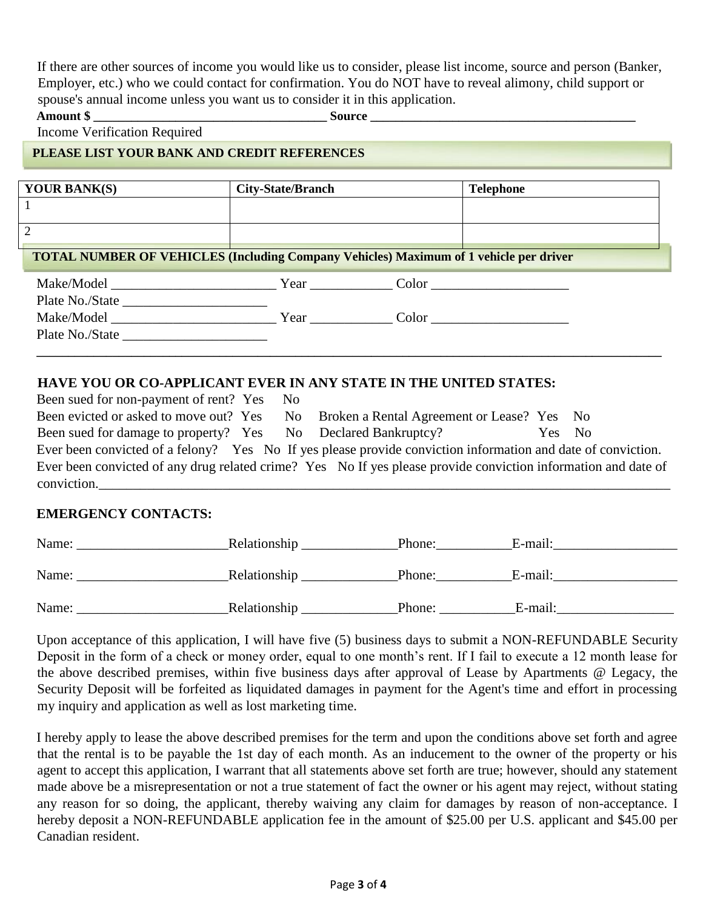If there are other sources of income you would like us to consider, please list income, source and person (Banker, Employer, etc.) who we could contact for confirmation. You do NOT have to reveal alimony, child support or spouse's annual income unless you want us to consider it in this application.

**Amount $ ____________________________________ Source __________________________________________**

Income Verification Required

## PLEASE LIST YOUR BANK AND CREDIT REFERENCES

| YOUR BANK(S) | City-State/Branch | Telephone |
|---|---|---|
| 1 | | |
| 2 | | |

## TOTAL NUMBER OF VEHICLES (Including Company Vehicles) Maximum of 1 vehicle per driver

Make/Model ________________________ Year ____________ Color ____________________

Plate No./State _____________________

Make/Model ________________________ Year ____________ Color ____________________

Plate No./State _____________________

---

## HAVE YOU OR CO-APPLICANT EVER IN ANY STATE IN THE UNITED STATES:

Been sued for non-payment of rent? Yes No

Been evicted or asked to move out? Yes No Broken a Rental Agreement or Lease? Yes No

Been sued for damage to property? Yes No Declared Bankruptcy? Yes No

Ever been convicted of a felony? Yes No If yes please provide conviction information and date of conviction.

Ever been convicted of any drug related crime? Yes No If yes please provide conviction information and date of conviction.______________________________________________________________________________

## EMERGENCY CONTACTS:

Name: ______________________Relationship ______________Phone:___________E-mail:__________________

Name: ______________________Relationship ______________Phone:___________E-mail:__________________

Name: ______________________Relationship ______________Phone: ___________E-mail:_________________

Upon acceptance of this application, I will have five (5) business days to submit a NON-REFUNDABLE Security Deposit in the form of a check or money order, equal to one month's rent. If I fail to execute a 12 month lease for the above described premises, within five business days after approval of Lease by Apartments @ Legacy, the Security Deposit will be forfeited as liquidated damages in payment for the Agent's time and effort in processing my inquiry and application as well as lost marketing time.

I hereby apply to lease the above described premises for the term and upon the conditions above set forth and agree that the rental is to be payable the 1st day of each month. As an inducement to the owner of the property or his agent to accept this application, I warrant that all statements above set forth are true; however, should any statement made above be a misrepresentation or not a true statement of fact the owner or his agent may reject, without stating any reason for so doing, the applicant, thereby waiving any claim for damages by reason of non-acceptance. I hereby deposit a NON-REFUNDABLE application fee in the amount of $25.00 per U.S. applicant and $45.00 per Canadian resident.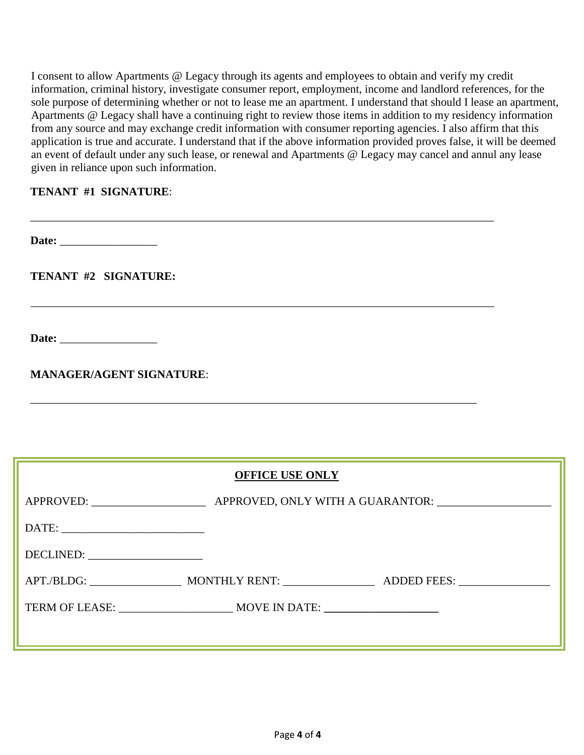I consent to allow Apartments @ Legacy through its agents and employees to obtain and verify my credit information, criminal history, investigate consumer report, employment, income and landlord references, for the sole purpose of determining whether or not to lease me an apartment. I understand that should I lease an apartment, Apartments @ Legacy shall have a continuing right to review those items in addition to my residency information from any source and may exchange credit information with consumer reporting agencies. I also affirm that this application is true and accurate. I understand that if the above information provided proves false, it will be deemed an event of default under any such lease, or renewal and Apartments @ Legacy may cancel and annul any lease given in reliance upon such information.

**TENANT #1 SIGNATURE**:

_______________________________________________________________________________

**Date:** _________________

**TENANT #2 SIGNATURE:**

_______________________________________________________________________________

**Date:** _________________

**MANAGER/AGENT SIGNATURE**:

_______________________________________________________________________________

**OFFICE USE ONLY**

APPROVED: ___________________ APPROVED, ONLY WITH A GUARANTOR: ___________________

DATE: ________________________

DECLINED: ___________________

APT./BLDG: _______________ MONTHLY RENT: _______________ ADDED FEES: _______________

TERM OF LEASE: ___________________ MOVE IN DATE: ___________________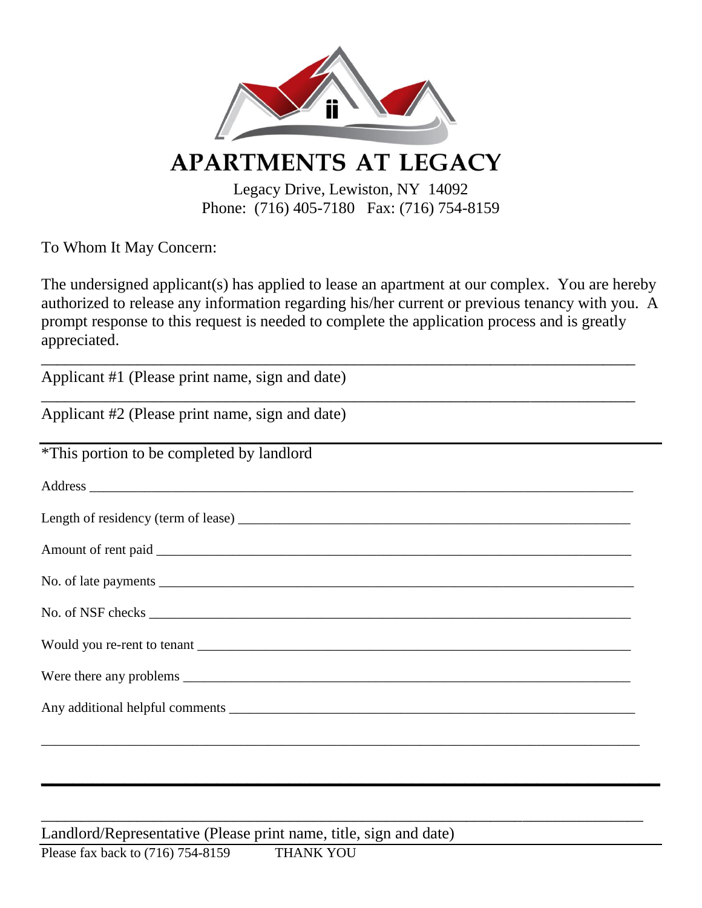# APARTMENTS AT LEGACY

Legacy Drive, Lewiston, NY 14092
Phone: (716) 405-7180 Fax: (716) 754-8159

To Whom It May Concern:

The undersigned applicant(s) has applied to lease an apartment at our complex. You are hereby authorized to release any information regarding his/her current or previous tenancy with you. A prompt response to this request is needed to complete the application process and is greatly appreciated.

______________________________________________________________________

Applicant #1 (Please print name, sign and date)

______________________________________________________________________

Applicant #2 (Please print name, sign and date)

---

*This portion to be completed by landlord

Address ______________________________________________________________

Length of residency (term of lease) _____________________________________

Amount of rent paid ___________________________________________________

No. of late payments __________________________________________________

No. of NSF checks ____________________________________________________

Would you re-rent to tenant ____________________________________________

Were there any problems _______________________________________________

Any additional helpful comments ________________________________________

______________________________________________________________________

---

______________________________________________________________________

Landlord/Representative (Please print name, title, sign and date)

Please fax back to (716) 754-8159 THANK YOU